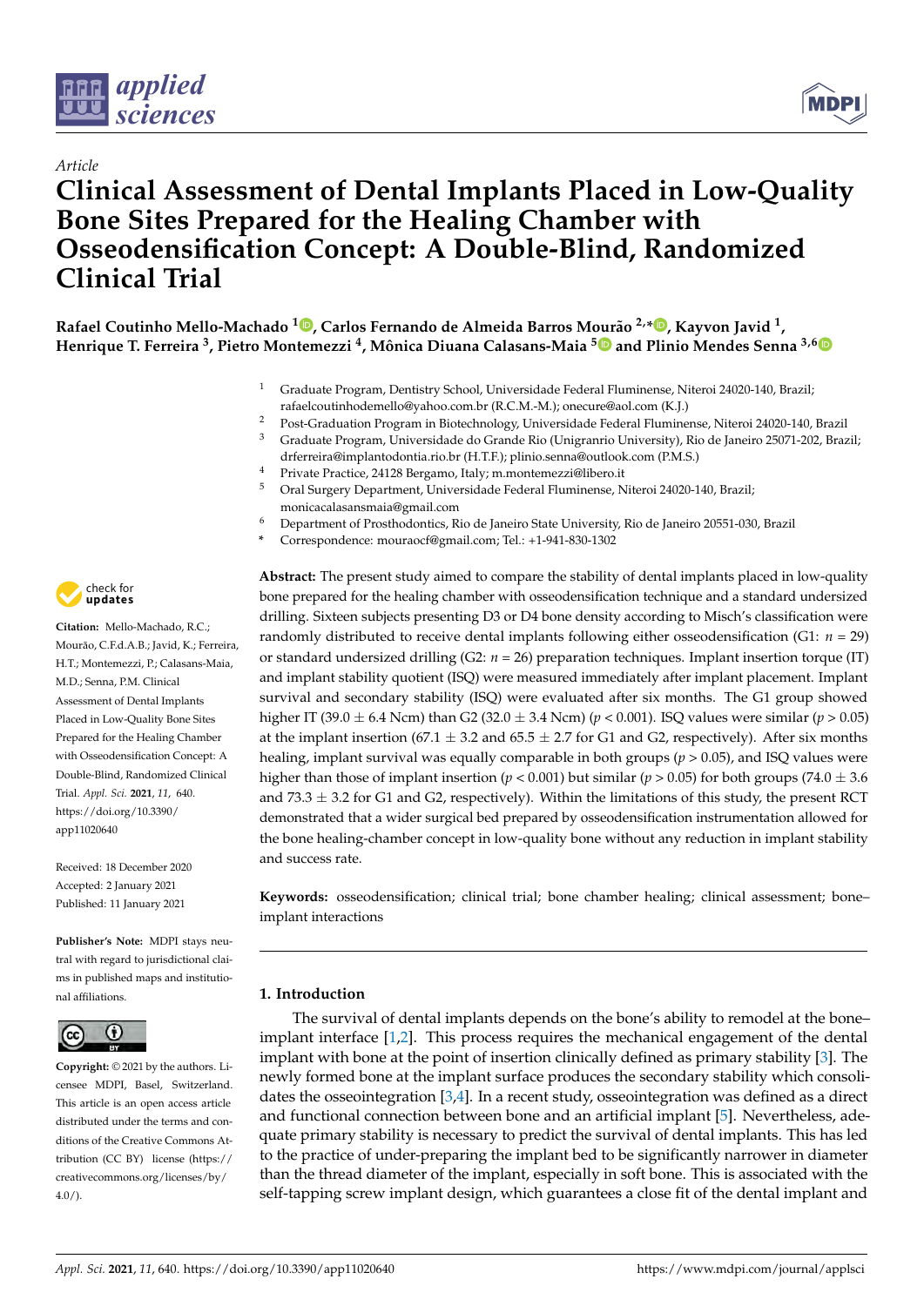*Article*

# Clinical Assessment of Dental Implants Placed in Low-Quality Bone Sites Prepared for the Healing Chamber with Osseodensification Concept: A Double-Blind, Randomized Clinical Trial

**Rafael Coutinho Mello-Machado [1], Carlos Fernando de Almeida Barros Mourão [2,*], Kayvon Javid [1], Henrique T. Ferreira [3], Pietro Montemezzi [4], Mônica Diuana Calasans-Maia [5] and Plinio Mendes Senna [3,6]**

[1] Graduate Program, Dentistry School, Universidade Federal Fluminense, Niteroi 24020-140, Brazil; rafaelcoutinhodemello@yahoo.com.br (R.C.M.-M.); onecure@aol.com (K.J.)

[2] Post-Graduation Program in Biotechnology, Universidade Federal Fluminense, Niteroi 24020-140, Brazil

[3] Graduate Program, Universidade do Grande Rio (Unigranrio University), Rio de Janeiro 25071-202, Brazil; drferreira@implantodontia.rio.br (H.T.F.); plinio.senna@outlook.com (P.M.S.)

[4] Private Practice, 24128 Bergamo, Italy; m.montemezzi@libero.it

[5] Oral Surgery Department, Universidade Federal Fluminense, Niteroi 24020-140, Brazil; monicacalasansmaia@gmail.com

[6] Department of Prosthodontics, Rio de Janeiro State University, Rio de Janeiro 20551-030, Brazil

\* Correspondence: mouraocf@gmail.com; Tel.: +1-941-830-1302

**Citation:** Mello-Machado, R.C.; Mourão, C.F.d.A.B.; Javid, K.; Ferreira, H.T.; Montemezzi, P.; Calasans-Maia, M.D.; Senna, P.M. Clinical Assessment of Dental Implants Placed in Low-Quality Bone Sites Prepared for the Healing Chamber with Osseodensification Concept: A Double-Blind, Randomized Clinical Trial. *Appl. Sci.* **2021**, *11*, 640. https://doi.org/10.3390/app11020640

Received: 18 December 2020
Accepted: 2 January 2021
Published: 11 January 2021

**Publisher's Note:** MDPI stays neutral with regard to jurisdictional claims in published maps and institutional affiliations.

**Copyright:** © 2021 by the authors. Licensee MDPI, Basel, Switzerland. This article is an open access article distributed under the terms and conditions of the Creative Commons Attribution (CC BY) license (https://creativecommons.org/licenses/by/4.0/).

**Abstract:** The present study aimed to compare the stability of dental implants placed in low-quality bone prepared for the healing chamber with osseodensification technique and a standard undersized drilling. Sixteen subjects presenting D3 or D4 bone density according to Misch's classification were randomly distributed to receive dental implants following either osseodensification (G1: $n = 29$) or standard undersized drilling (G2: $n = 26$) preparation techniques. Implant insertion torque (IT) and implant stability quotient (ISQ) were measured immediately after implant placement. Implant survival and secondary stability (ISQ) were evaluated after six months. The G1 group showed higher IT (39.0 ± 6.4 Ncm) than G2 (32.0 ± 3.4 Ncm) ($p < 0.001$). ISQ values were similar ($p > 0.05$) at the implant insertion (67.1 ± 3.2 and 65.5 ± 2.7 for G1 and G2, respectively). After six months healing, implant survival was equally comparable in both groups ($p > 0.05$), and ISQ values were higher than those of implant insertion ($p < 0.001$) but similar ($p > 0.05$) for both groups (74.0 ± 3.6 and 73.3 ± 3.2 for G1 and G2, respectively). Within the limitations of this study, the present RCT demonstrated that a wider surgical bed prepared by osseodensification instrumentation allowed for the bone healing-chamber concept in low-quality bone without any reduction in implant stability and success rate.

**Keywords:** osseodensification; clinical trial; bone chamber healing; clinical assessment; bone–implant interactions

## 1. Introduction

The survival of dental implants depends on the bone's ability to remodel at the bone–implant interface [1,2]. This process requires the mechanical engagement of the dental implant with bone at the point of insertion clinically defined as primary stability [3]. The newly formed bone at the implant surface produces the secondary stability which consolidates the osseointegration [3,4]. In a recent study, osseointegration was defined as a direct and functional connection between bone and an artificial implant [5]. Nevertheless, adequate primary stability is necessary to predict the survival of dental implants. This has led to the practice of under-preparing the implant bed to be significantly narrower in diameter than the thread diameter of the implant, especially in soft bone. This is associated with the self-tapping screw implant design, which guarantees a close fit of the dental implant and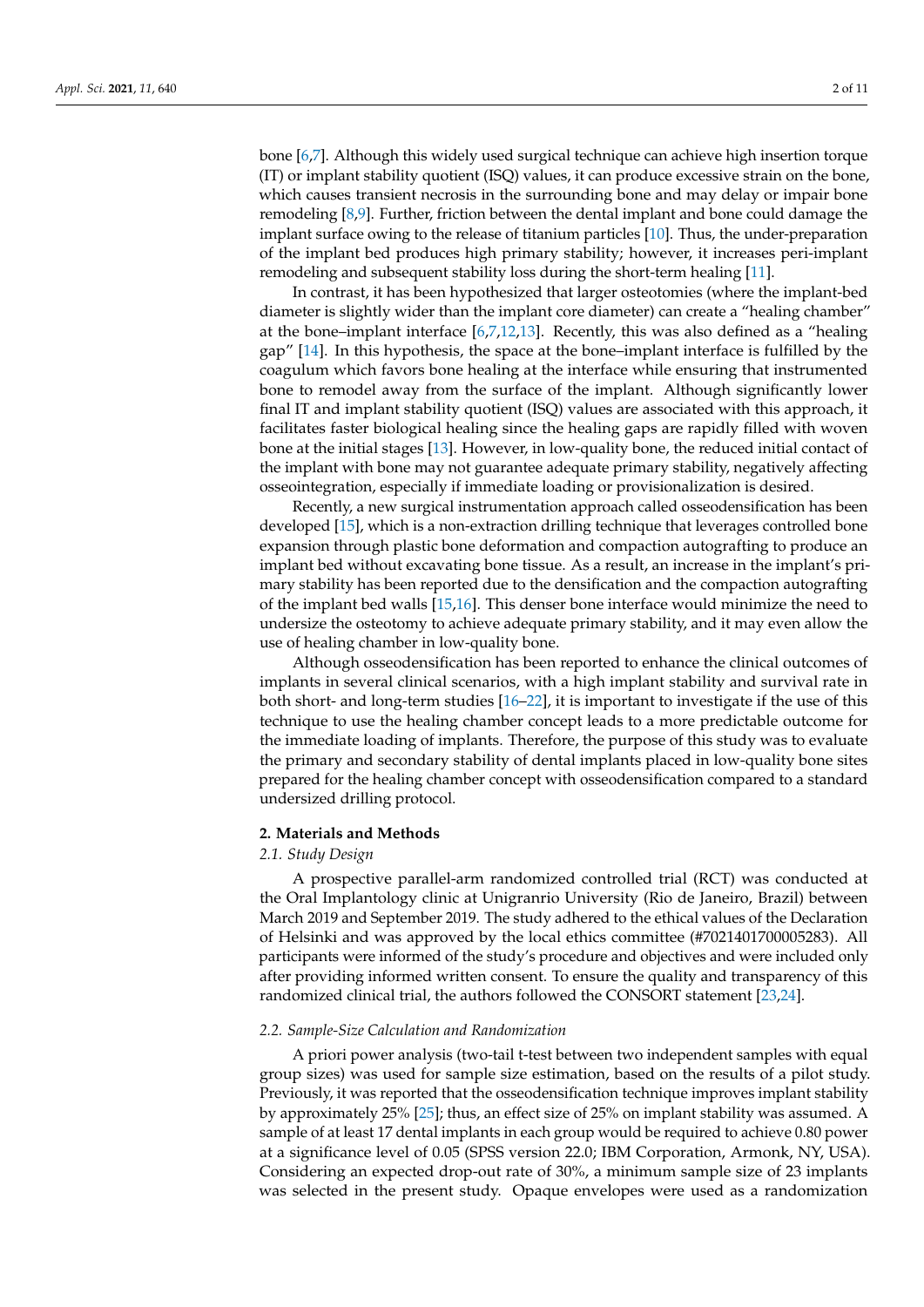bone [6,7]. Although this widely used surgical technique can achieve high insertion torque (IT) or implant stability quotient (ISQ) values, it can produce excessive strain on the bone, which causes transient necrosis in the surrounding bone and may delay or impair bone remodeling [8,9]. Further, friction between the dental implant and bone could damage the implant surface owing to the release of titanium particles [10]. Thus, the under-preparation of the implant bed produces high primary stability; however, it increases peri-implant remodeling and subsequent stability loss during the short-term healing [11].

In contrast, it has been hypothesized that larger osteotomies (where the implant-bed diameter is slightly wider than the implant core diameter) can create a "healing chamber" at the bone–implant interface [6,7,12,13]. Recently, this was also defined as a "healing gap" [14]. In this hypothesis, the space at the bone–implant interface is fulfilled by the coagulum which favors bone healing at the interface while ensuring that instrumented bone to remodel away from the surface of the implant. Although significantly lower final IT and implant stability quotient (ISQ) values are associated with this approach, it facilitates faster biological healing since the healing gaps are rapidly filled with woven bone at the initial stages [13]. However, in low-quality bone, the reduced initial contact of the implant with bone may not guarantee adequate primary stability, negatively affecting osseointegration, especially if immediate loading or provisionalization is desired.

Recently, a new surgical instrumentation approach called osseodensification has been developed [15], which is a non-extraction drilling technique that leverages controlled bone expansion through plastic bone deformation and compaction autografting to produce an implant bed without excavating bone tissue. As a result, an increase in the implant's primary stability has been reported due to the densification and the compaction autografting of the implant bed walls [15,16]. This denser bone interface would minimize the need to undersize the osteotomy to achieve adequate primary stability, and it may even allow the use of healing chamber in low-quality bone.

Although osseodensification has been reported to enhance the clinical outcomes of implants in several clinical scenarios, with a high implant stability and survival rate in both short- and long-term studies [16–22], it is important to investigate if the use of this technique to use the healing chamber concept leads to a more predictable outcome for the immediate loading of implants. Therefore, the purpose of this study was to evaluate the primary and secondary stability of dental implants placed in low-quality bone sites prepared for the healing chamber concept with osseodensification compared to a standard undersized drilling protocol.

## 2. Materials and Methods

### *2.1. Study Design*

A prospective parallel-arm randomized controlled trial (RCT) was conducted at the Oral Implantology clinic at Unigranrio University (Rio de Janeiro, Brazil) between March 2019 and September 2019. The study adhered to the ethical values of the Declaration of Helsinki and was approved by the local ethics committee (#7021401700005283). All participants were informed of the study's procedure and objectives and were included only after providing informed written consent. To ensure the quality and transparency of this randomized clinical trial, the authors followed the CONSORT statement [23,24].

### *2.2. Sample-Size Calculation and Randomization*

A priori power analysis (two-tail t-test between two independent samples with equal group sizes) was used for sample size estimation, based on the results of a pilot study. Previously, it was reported that the osseodensification technique improves implant stability by approximately 25% [25]; thus, an effect size of 25% on implant stability was assumed. A sample of at least 17 dental implants in each group would be required to achieve 0.80 power at a significance level of 0.05 (SPSS version 22.0; IBM Corporation, Armonk, NY, USA). Considering an expected drop-out rate of 30%, a minimum sample size of 23 implants was selected in the present study. Opaque envelopes were used as a randomization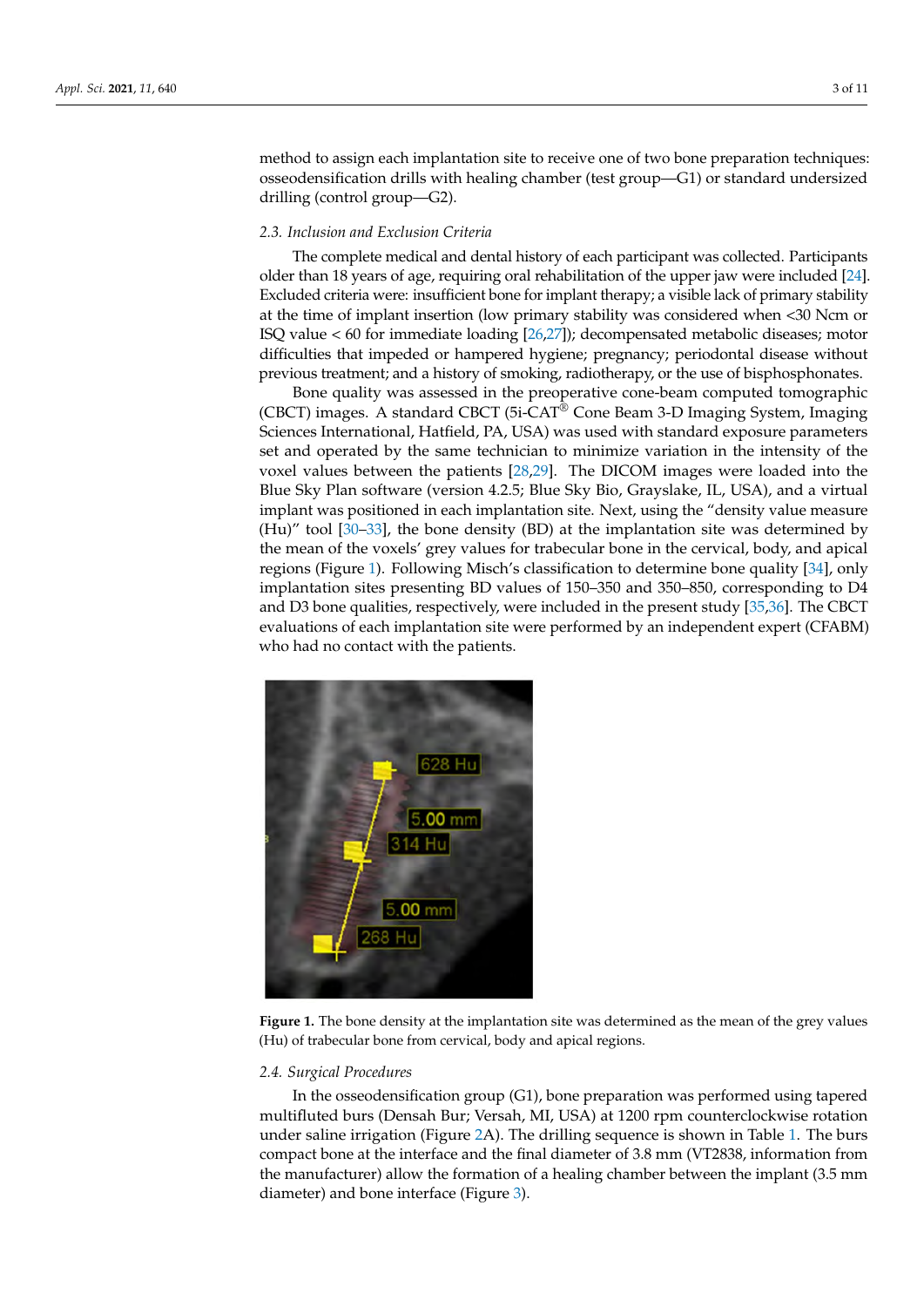method to assign each implantation site to receive one of two bone preparation techniques: osseodensification drills with healing chamber (test group—G1) or standard undersized drilling (control group—G2).

### 2.3. Inclusion and Exclusion Criteria

The complete medical and dental history of each participant was collected. Participants older than 18 years of age, requiring oral rehabilitation of the upper jaw were included [24]. Excluded criteria were: insufficient bone for implant therapy; a visible lack of primary stability at the time of implant insertion (low primary stability was considered when <30 Ncm or ISQ value < 60 for immediate loading [26,27]); decompensated metabolic diseases; motor difficulties that impeded or hampered hygiene; pregnancy; periodontal disease without previous treatment; and a history of smoking, radiotherapy, or the use of bisphosphonates.

Bone quality was assessed in the preoperative cone-beam computed tomographic (CBCT) images. A standard CBCT (5i-CAT® Cone Beam 3-D Imaging System, Imaging Sciences International, Hatfield, PA, USA) was used with standard exposure parameters set and operated by the same technician to minimize variation in the intensity of the voxel values between the patients [28,29]. The DICOM images were loaded into the Blue Sky Plan software (version 4.2.5; Blue Sky Bio, Grayslake, IL, USA), and a virtual implant was positioned in each implantation site. Next, using the "density value measure (Hu)" tool [30–33], the bone density (BD) at the implantation site was determined by the mean of the voxels' grey values for trabecular bone in the cervical, body, and apical regions (Figure 1). Following Misch's classification to determine bone quality [34], only implantation sites presenting BD values of 150–350 and 350–850, corresponding to D4 and D3 bone qualities, respectively, were included in the present study [35,36]. The CBCT evaluations of each implantation site were performed by an independent expert (CFABM) who had no contact with the patients.

**Figure 1.** The bone density at the implantation site was determined as the mean of the grey values (Hu) of trabecular bone from cervical, body and apical regions.

### 2.4. Surgical Procedures

In the osseodensification group (G1), bone preparation was performed using tapered multifluted burs (Densah Bur; Versah, MI, USA) at 1200 rpm counterclockwise rotation under saline irrigation (Figure 2A). The drilling sequence is shown in Table 1. The burs compact bone at the interface and the final diameter of 3.8 mm (VT2838, information from the manufacturer) allow the formation of a healing chamber between the implant (3.5 mm diameter) and bone interface (Figure 3).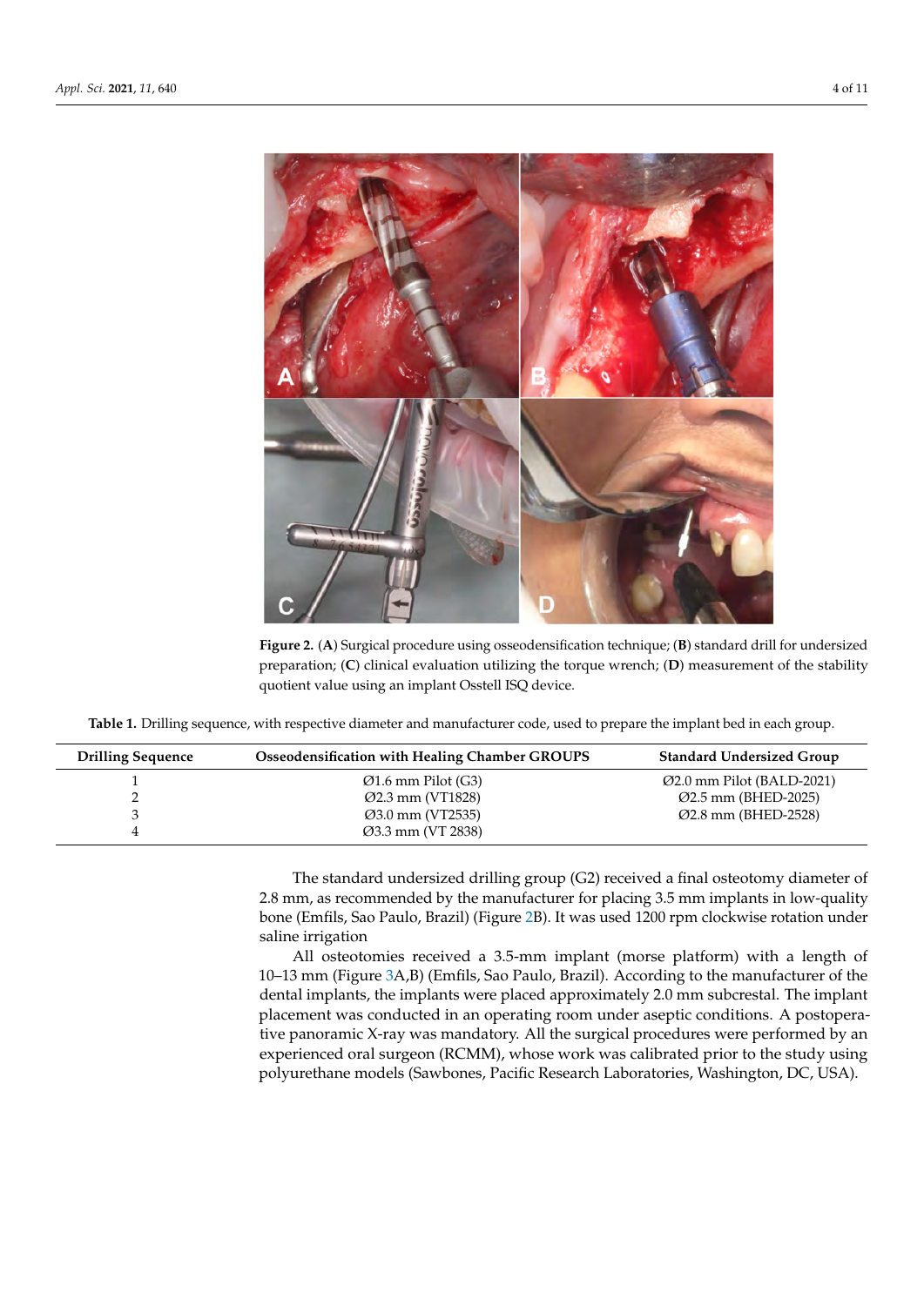**Figure 2.** (**A**) Surgical procedure using osseodensification technique; (**B**) standard drill for undersized preparation; (**C**) clinical evaluation utilizing the torque wrench; (**D**) measurement of the stability quotient value using an implant Osstell ISQ device.

**Table 1.** Drilling sequence, with respective diameter and manufacturer code, used to prepare the implant bed in each group.

| Drilling Sequence | Osseodensification with Healing Chamber GROUPS | Standard Undersized Group |
|---|---|---|
| 1 | Ø1.6 mm Pilot (G3) | Ø2.0 mm Pilot (BALD-2021) |
| 2 | Ø2.3 mm (VT1828) | Ø2.5 mm (BHED-2025) |
| 3 | Ø3.0 mm (VT2535) | Ø2.8 mm (BHED-2528) |
| 4 | Ø3.3 mm (VT 2838) | |

The standard undersized drilling group (G2) received a final osteotomy diameter of 2.8 mm, as recommended by the manufacturer for placing 3.5 mm implants in low-quality bone (Emfils, Sao Paulo, Brazil) (Figure 2B). It was used 1200 rpm clockwise rotation under saline irrigation

All osteotomies received a 3.5-mm implant (morse platform) with a length of 10–13 mm (Figure 3A,B) (Emfils, Sao Paulo, Brazil). According to the manufacturer of the dental implants, the implants were placed approximately 2.0 mm subcrestal. The implant placement was conducted in an operating room under aseptic conditions. A postoperative panoramic X-ray was mandatory. All the surgical procedures were performed by an experienced oral surgeon (RCMM), whose work was calibrated prior to the study using polyurethane models (Sawbones, Pacific Research Laboratories, Washington, DC, USA).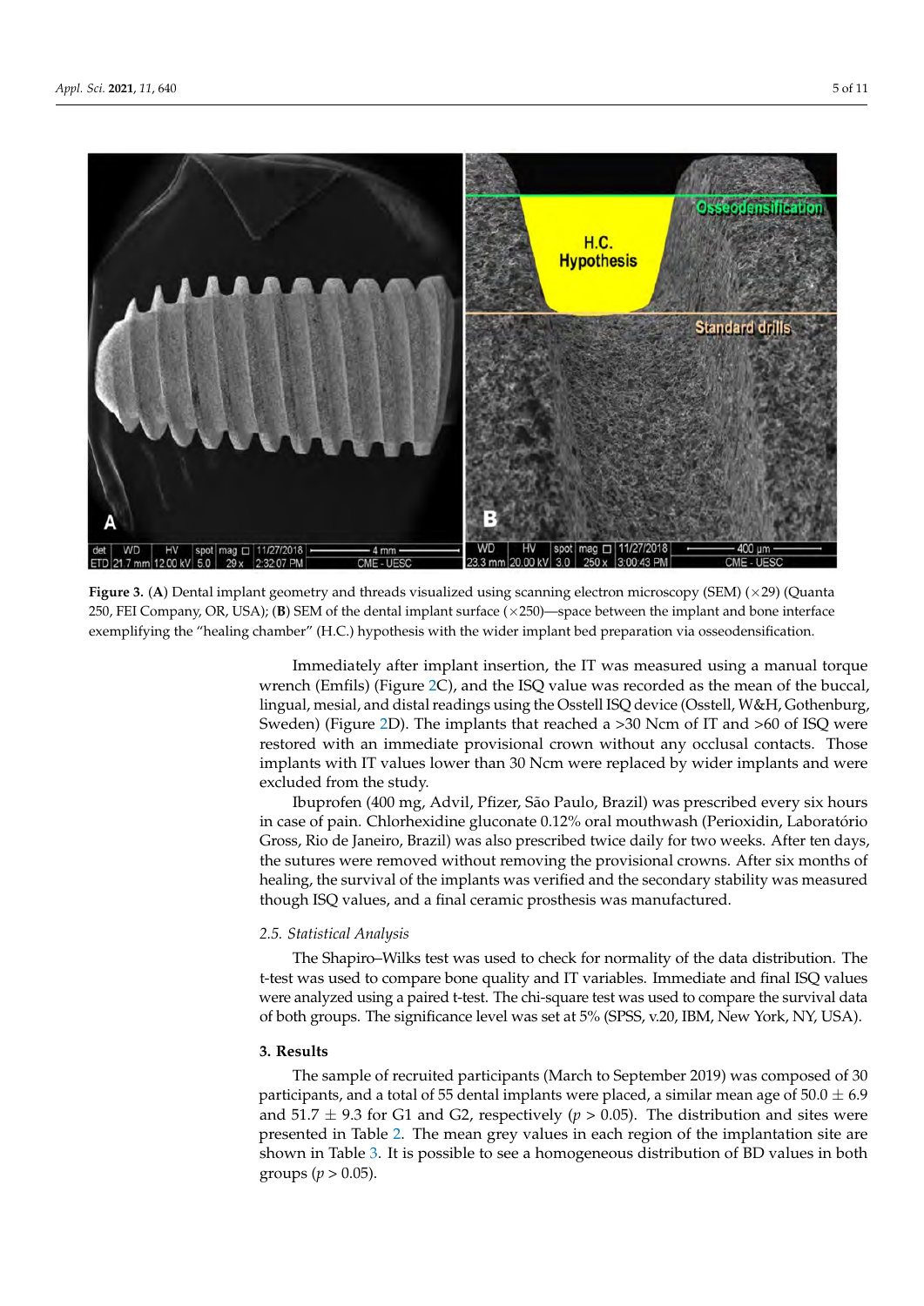**Figure 3.** (**A**) Dental implant geometry and threads visualized using scanning electron microscopy (SEM) (×29) (Quanta 250, FEI Company, OR, USA); (**B**) SEM of the dental implant surface (×250)—space between the implant and bone interface exemplifying the "healing chamber" (H.C.) hypothesis with the wider implant bed preparation via osseodensification.

Immediately after implant insertion, the IT was measured using a manual torque wrench (Emfils) (Figure 2C), and the ISQ value was recorded as the mean of the buccal, lingual, mesial, and distal readings using the Osstell ISQ device (Osstell, W&H, Gothenburg, Sweden) (Figure 2D). The implants that reached a >30 Ncm of IT and >60 of ISQ were restored with an immediate provisional crown without any occlusal contacts. Those implants with IT values lower than 30 Ncm were replaced by wider implants and were excluded from the study.

Ibuprofen (400 mg, Advil, Pfizer, São Paulo, Brazil) was prescribed every six hours in case of pain. Chlorhexidine gluconate 0.12% oral mouthwash (Perioxidin, Laboratório Gross, Rio de Janeiro, Brazil) was also prescribed twice daily for two weeks. After ten days, the sutures were removed without removing the provisional crowns. After six months of healing, the survival of the implants was verified and the secondary stability was measured though ISQ values, and a final ceramic prosthesis was manufactured.

### 2.5. Statistical Analysis

The Shapiro–Wilks test was used to check for normality of the data distribution. The t-test was used to compare bone quality and IT variables. Immediate and final ISQ values were analyzed using a paired t-test. The chi-square test was used to compare the survival data of both groups. The significance level was set at 5% (SPSS, v.20, IBM, New York, NY, USA).

## 3. Results

The sample of recruited participants (March to September 2019) was composed of 30 participants, and a total of 55 dental implants were placed, a similar mean age of 50.0 ± 6.9 and 51.7 ± 9.3 for G1 and G2, respectively ($p > 0.05$). The distribution and sites were presented in Table 2. The mean grey values in each region of the implantation site are shown in Table 3. It is possible to see a homogeneous distribution of BD values in both groups ($p > 0.05$).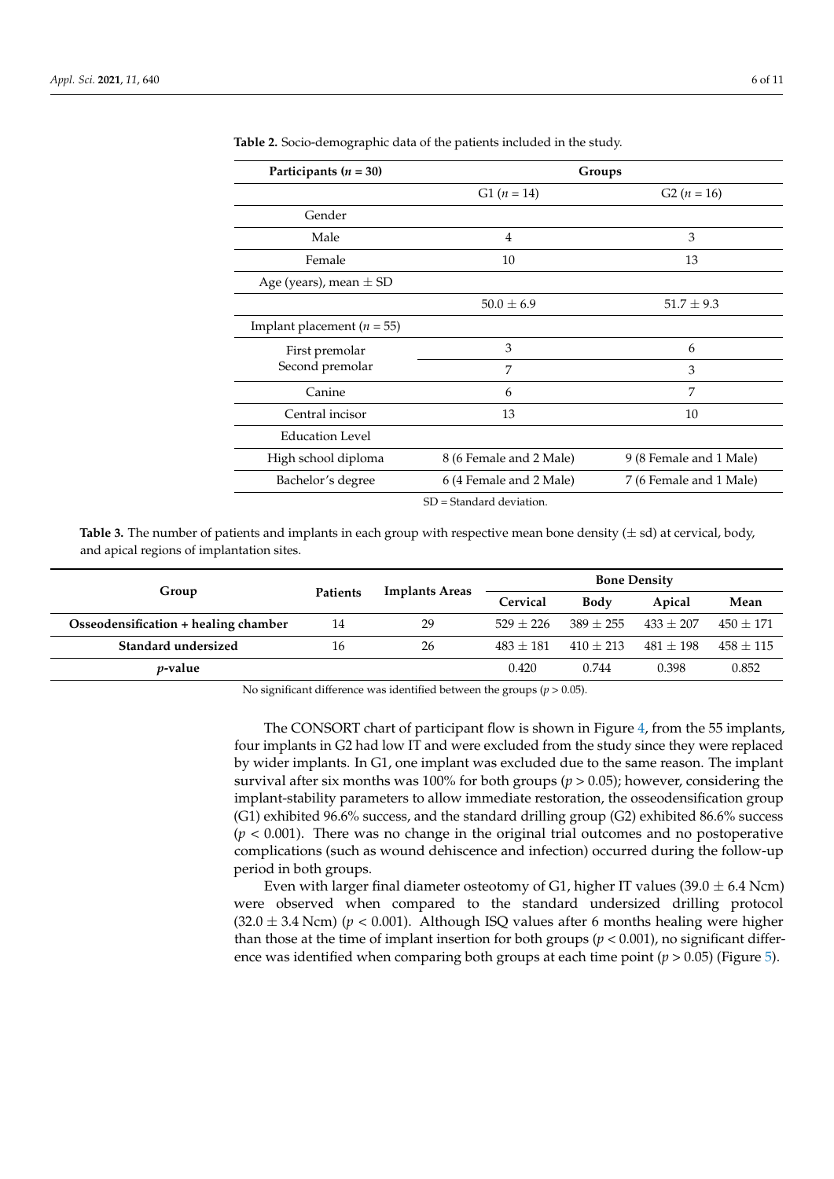**Table 2.** Socio-demographic data of the patients included in the study.

| Participants ($n$ = 30) | Groups | |
|---|---|---|
| | G1 ($n$ = 14) | G2 ($n$ = 16) |
| Gender | | |
| Male | 4 | 3 |
| Female | 10 | 13 |
| Age (years), mean ± SD | | |
| | 50.0 ± 6.9 | 51.7 ± 9.3 |
| Implant placement ($n$ = 55) | | |
| First premolar | 3 | 6 |
| Second premolar | 7 | 3 |
| Canine | 6 | 7 |
| Central incisor | 13 | 10 |
| Education Level | | |
| High school diploma | 8 (6 Female and 2 Male) | 9 (8 Female and 1 Male) |
| Bachelor's degree | 6 (4 Female and 2 Male) | 7 (6 Female and 1 Male) |

SD = Standard deviation.

**Table 3.** The number of patients and implants in each group with respective mean bone density (± sd) at cervical, body, and apical regions of implantation sites.

| Group | Patients | Implants Areas | Bone Density | | | |
|---|---|---|---|---|---|---|
| | | | Cervical | Body | Apical | Mean |
| **Osseodensification + healing chamber** | 14 | 29 | 529 ± 226 | 389 ± 255 | 433 ± 207 | 450 ± 171 |
| **Standard undersized** | 16 | 26 | 483 ± 181 | 410 ± 213 | 481 ± 198 | 458 ± 115 |
| ***p*-value** | | | 0.420 | 0.744 | 0.398 | 0.852 |

No significant difference was identified between the groups ($p$ > 0.05).

The CONSORT chart of participant flow is shown in Figure 4, from the 55 implants, four implants in G2 had low IT and were excluded from the study since they were replaced by wider implants. In G1, one implant was excluded due to the same reason. The implant survival after six months was 100% for both groups ($p$ > 0.05); however, considering the implant-stability parameters to allow immediate restoration, the osseodensification group (G1) exhibited 96.6% success, and the standard drilling group (G2) exhibited 86.6% success ($p$ < 0.001). There was no change in the original trial outcomes and no postoperative complications (such as wound dehiscence and infection) occurred during the follow-up period in both groups.

Even with larger final diameter osteotomy of G1, higher IT values (39.0 ± 6.4 Ncm) were observed when compared to the standard undersized drilling protocol (32.0 ± 3.4 Ncm) ($p$ < 0.001). Although ISQ values after 6 months healing were higher than those at the time of implant insertion for both groups ($p$ < 0.001), no significant difference was identified when comparing both groups at each time point ($p$ > 0.05) (Figure 5).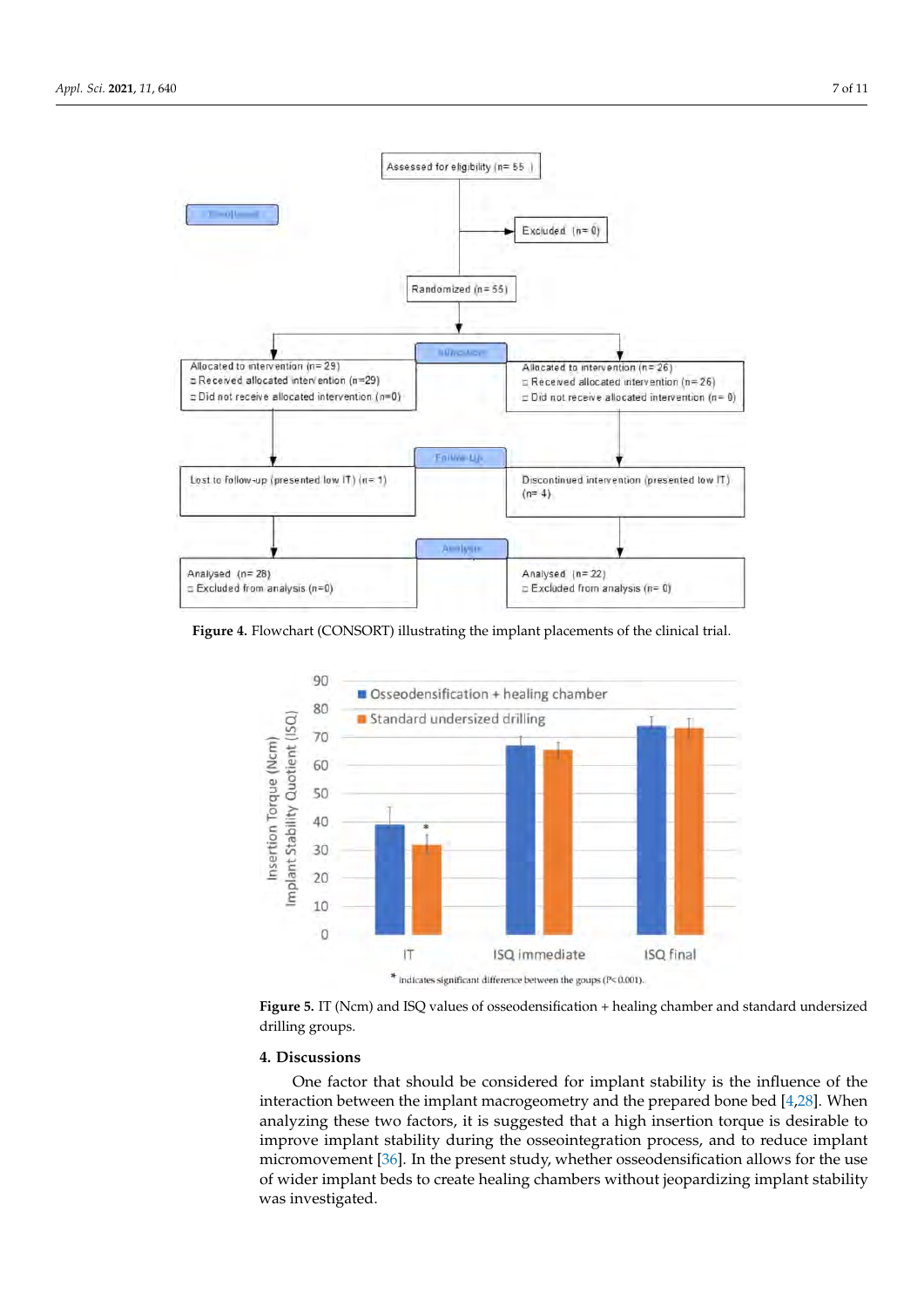**Figure 4.** Flowchart (CONSORT) illustrating the implant placements of the clinical trial.

**Figure 5.** IT (Ncm) and ISQ values of osseodensification + healing chamber and standard undersized drilling groups.

## 4. Discussions

One factor that should be considered for implant stability is the influence of the interaction between the implant macrogeometry and the prepared bone bed [4,28]. When analyzing these two factors, it is suggested that a high insertion torque is desirable to improve implant stability during the osseointegration process, and to reduce implant micromovement [36]. In the present study, whether osseodensification allows for the use of wider implant beds to create healing chambers without jeopardizing implant stability was investigated.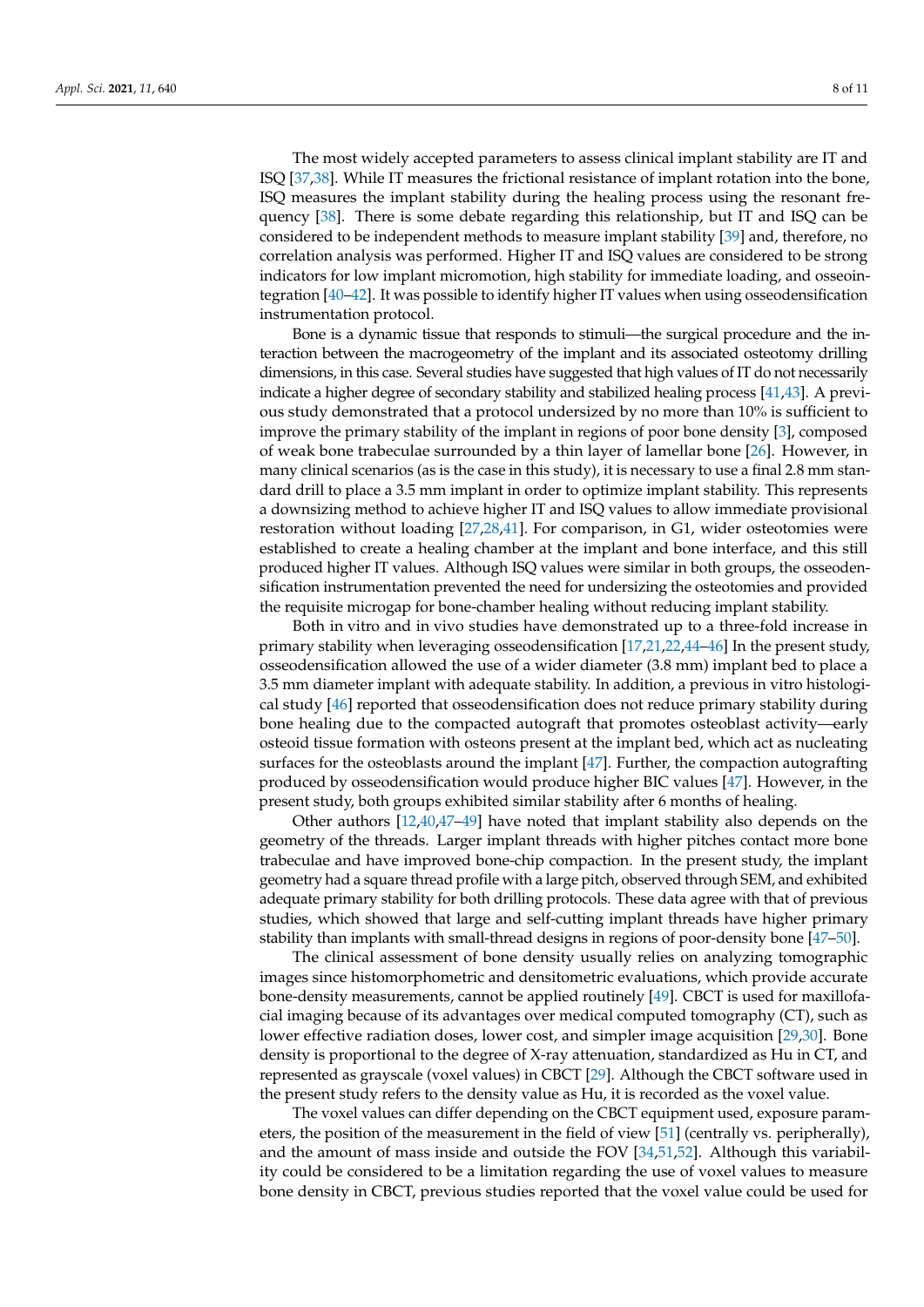The most widely accepted parameters to assess clinical implant stability are IT and ISQ [37,38]. While IT measures the frictional resistance of implant rotation into the bone, ISQ measures the implant stability during the healing process using the resonant frequency [38]. There is some debate regarding this relationship, but IT and ISQ can be considered to be independent methods to measure implant stability [39] and, therefore, no correlation analysis was performed. Higher IT and ISQ values are considered to be strong indicators for low implant micromotion, high stability for immediate loading, and osseointegration [40–42]. It was possible to identify higher IT values when using osseodensification instrumentation protocol.

Bone is a dynamic tissue that responds to stimuli—the surgical procedure and the interaction between the macrogeometry of the implant and its associated osteotomy drilling dimensions, in this case. Several studies have suggested that high values of IT do not necessarily indicate a higher degree of secondary stability and stabilized healing process [41,43]. A previous study demonstrated that a protocol undersized by no more than 10% is sufficient to improve the primary stability of the implant in regions of poor bone density [3], composed of weak bone trabeculae surrounded by a thin layer of lamellar bone [26]. However, in many clinical scenarios (as is the case in this study), it is necessary to use a final 2.8 mm standard drill to place a 3.5 mm implant in order to optimize implant stability. This represents a downsizing method to achieve higher IT and ISQ values to allow immediate provisional restoration without loading [27,28,41]. For comparison, in G1, wider osteotomies were established to create a healing chamber at the implant and bone interface, and this still produced higher IT values. Although ISQ values were similar in both groups, the osseodensification instrumentation prevented the need for undersizing the osteotomies and provided the requisite microgap for bone-chamber healing without reducing implant stability.

Both in vitro and in vivo studies have demonstrated up to a three-fold increase in primary stability when leveraging osseodensification [17,21,22,44–46] In the present study, osseodensification allowed the use of a wider diameter (3.8 mm) implant bed to place a 3.5 mm diameter implant with adequate stability. In addition, a previous in vitro histological study [46] reported that osseodensification does not reduce primary stability during bone healing due to the compacted autograft that promotes osteoblast activity—early osteoid tissue formation with osteons present at the implant bed, which act as nucleating surfaces for the osteoblasts around the implant [47]. Further, the compaction autografting produced by osseodensification would produce higher BIC values [47]. However, in the present study, both groups exhibited similar stability after 6 months of healing.

Other authors [12,40,47–49] have noted that implant stability also depends on the geometry of the threads. Larger implant threads with higher pitches contact more bone trabeculae and have improved bone-chip compaction. In the present study, the implant geometry had a square thread profile with a large pitch, observed through SEM, and exhibited adequate primary stability for both drilling protocols. These data agree with that of previous studies, which showed that large and self-cutting implant threads have higher primary stability than implants with small-thread designs in regions of poor-density bone [47–50].

The clinical assessment of bone density usually relies on analyzing tomographic images since histomorphometric and densitometric evaluations, which provide accurate bone-density measurements, cannot be applied routinely [49]. CBCT is used for maxillofacial imaging because of its advantages over medical computed tomography (CT), such as lower effective radiation doses, lower cost, and simpler image acquisition [29,30]. Bone density is proportional to the degree of X-ray attenuation, standardized as Hu in CT, and represented as grayscale (voxel values) in CBCT [29]. Although the CBCT software used in the present study refers to the density value as Hu, it is recorded as the voxel value.

The voxel values can differ depending on the CBCT equipment used, exposure parameters, the position of the measurement in the field of view [51] (centrally vs. peripherally), and the amount of mass inside and outside the FOV [34,51,52]. Although this variability could be considered to be a limitation regarding the use of voxel values to measure bone density in CBCT, previous studies reported that the voxel value could be used for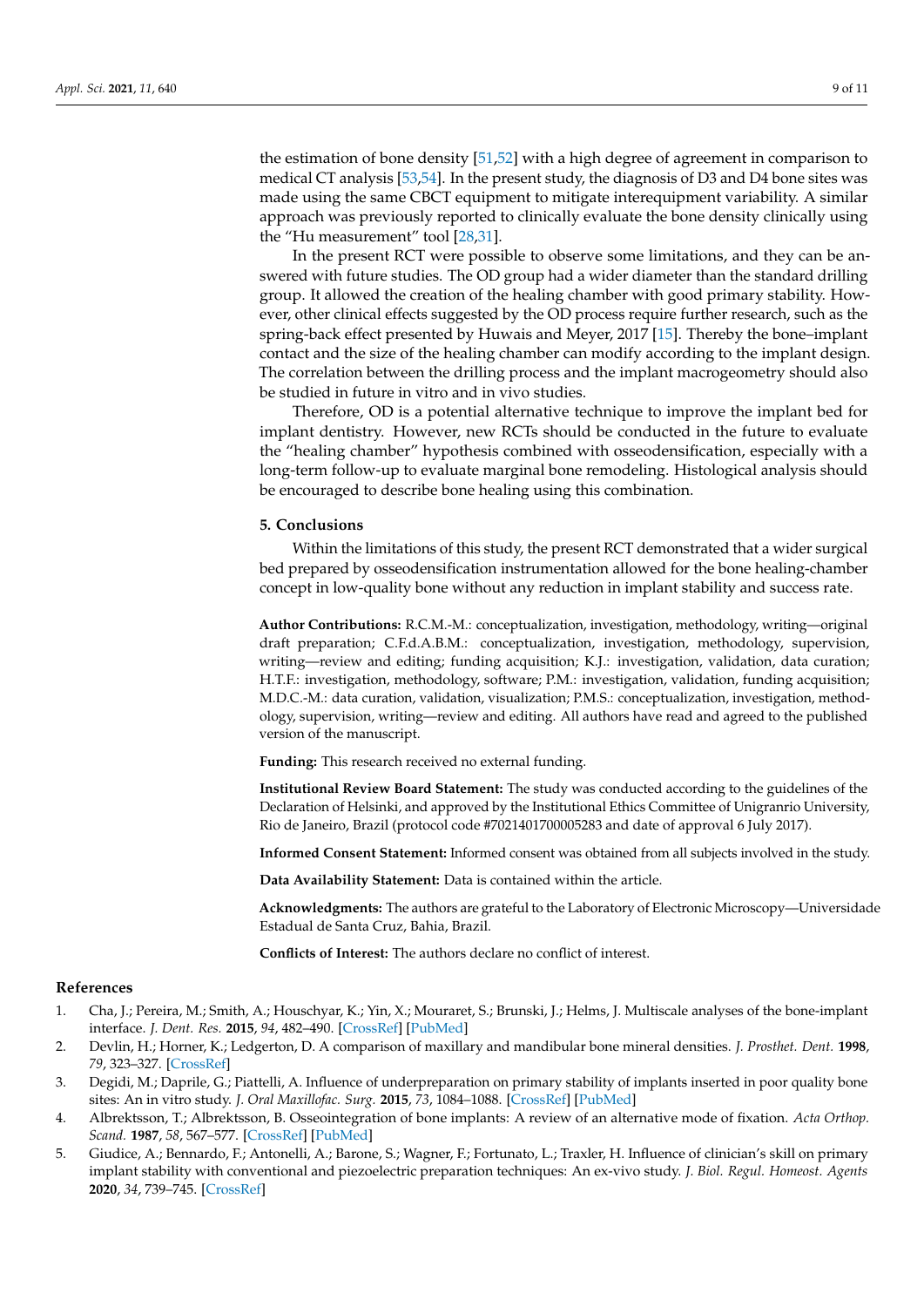the estimation of bone density [51,52] with a high degree of agreement in comparison to medical CT analysis [53,54]. In the present study, the diagnosis of D3 and D4 bone sites was made using the same CBCT equipment to mitigate interequipment variability. A similar approach was previously reported to clinically evaluate the bone density clinically using the "Hu measurement" tool [28,31].

In the present RCT were possible to observe some limitations, and they can be answered with future studies. The OD group had a wider diameter than the standard drilling group. It allowed the creation of the healing chamber with good primary stability. However, other clinical effects suggested by the OD process require further research, such as the spring-back effect presented by Huwais and Meyer, 2017 [15]. Thereby the bone–implant contact and the size of the healing chamber can modify according to the implant design. The correlation between the drilling process and the implant macrogeometry should also be studied in future in vitro and in vivo studies.

Therefore, OD is a potential alternative technique to improve the implant bed for implant dentistry. However, new RCTs should be conducted in the future to evaluate the "healing chamber" hypothesis combined with osseodensification, especially with a long-term follow-up to evaluate marginal bone remodeling. Histological analysis should be encouraged to describe bone healing using this combination.

## 5. Conclusions

Within the limitations of this study, the present RCT demonstrated that a wider surgical bed prepared by osseodensification instrumentation allowed for the bone healing-chamber concept in low-quality bone without any reduction in implant stability and success rate.

**Author Contributions:** R.C.M.-M.: conceptualization, investigation, methodology, writing—original draft preparation; C.F.d.A.B.M.: conceptualization, investigation, methodology, supervision, writing—review and editing; funding acquisition; K.J.: investigation, validation, data curation; H.T.F.: investigation, methodology, software; P.M.: investigation, validation, funding acquisition; M.D.C.-M.: data curation, validation, visualization; P.M.S.: conceptualization, investigation, methodology, supervision, writing—review and editing. All authors have read and agreed to the published version of the manuscript.

**Funding:** This research received no external funding.

**Institutional Review Board Statement:** The study was conducted according to the guidelines of the Declaration of Helsinki, and approved by the Institutional Ethics Committee of Unigranrio University, Rio de Janeiro, Brazil (protocol code #7021401700005283 and date of approval 6 July 2017).

**Informed Consent Statement:** Informed consent was obtained from all subjects involved in the study.

**Data Availability Statement:** Data is contained within the article.

**Acknowledgments:** The authors are grateful to the Laboratory of Electronic Microscopy—Universidade Estadual de Santa Cruz, Bahia, Brazil.

**Conflicts of Interest:** The authors declare no conflict of interest.

## References

1. Cha, J.; Pereira, M.; Smith, A.; Houschyar, K.; Yin, X.; Mouraret, S.; Brunski, J.; Helms, J. Multiscale analyses of the bone-implant interface. *J. Dent. Res.* **2015**, *94*, 482–490. [CrossRef] [PubMed]
2. Devlin, H.; Horner, K.; Ledgerton, D. A comparison of maxillary and mandibular bone mineral densities. *J. Prosthet. Dent.* **1998**, *79*, 323–327. [CrossRef]
3. Degidi, M.; Daprile, G.; Piattelli, A. Influence of underpreparation on primary stability of implants inserted in poor quality bone sites: An in vitro study. *J. Oral Maxillofac. Surg.* **2015**, *73*, 1084–1088. [CrossRef] [PubMed]
4. Albrektsson, T.; Albrektsson, B. Osseointegration of bone implants: A review of an alternative mode of fixation. *Acta Orthop. Scand.* **1987**, *58*, 567–577. [CrossRef] [PubMed]
5. Giudice, A.; Bennardo, F.; Antonelli, A.; Barone, S.; Wagner, F.; Fortunato, L.; Traxler, H. Influence of clinician's skill on primary implant stability with conventional and piezoelectric preparation techniques: An ex-vivo study. *J. Biol. Regul. Homeost. Agents* **2020**, *34*, 739–745. [CrossRef]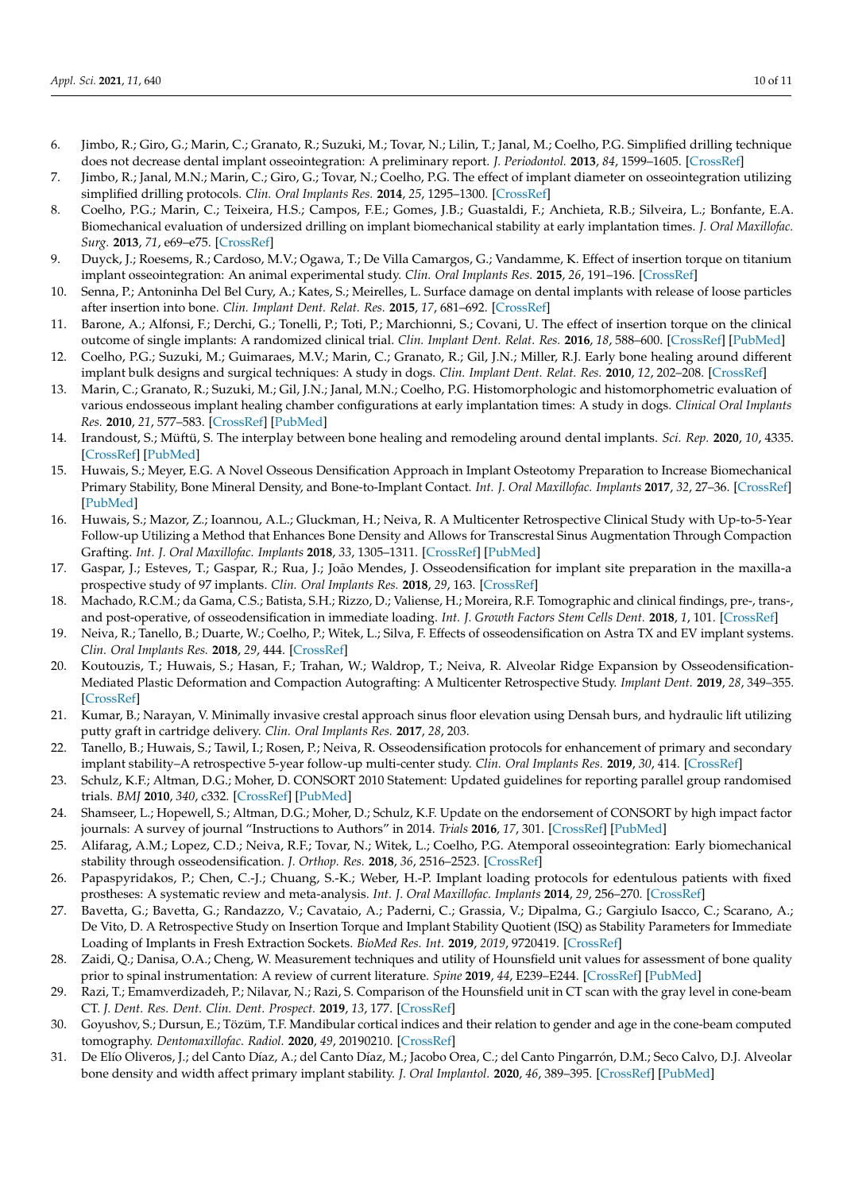6. Jimbo, R.; Giro, G.; Marin, C.; Granato, R.; Suzuki, M.; Tovar, N.; Lilin, T.; Janal, M.; Coelho, P.G. Simplified drilling technique does not decrease dental implant osseointegration: A preliminary report. *J. Periodontol.* **2013**, *84*, 1599–1605. [CrossRef]
7. Jimbo, R.; Janal, M.N.; Marin, C.; Giro, G.; Tovar, N.; Coelho, P.G. The effect of implant diameter on osseointegration utilizing simplified drilling protocols. *Clin. Oral Implants Res.* **2014**, *25*, 1295–1300. [CrossRef]
8. Coelho, P.G.; Marin, C.; Teixeira, H.S.; Campos, F.E.; Gomes, J.B.; Guastaldi, F.; Anchieta, R.B.; Silveira, L.; Bonfante, E.A. Biomechanical evaluation of undersized drilling on implant biomechanical stability at early implantation times. *J. Oral Maxillofac. Surg.* **2013**, *71*, e69–e75. [CrossRef]
9. Duyck, J.; Roesems, R.; Cardoso, M.V.; Ogawa, T.; De Villa Camargos, G.; Vandamme, K. Effect of insertion torque on titanium implant osseointegration: An animal experimental study. *Clin. Oral Implants Res.* **2015**, *26*, 191–196. [CrossRef]
10. Senna, P.; Antoninha Del Bel Cury, A.; Kates, S.; Meirelles, L. Surface damage on dental implants with release of loose particles after insertion into bone. *Clin. Implant Dent. Relat. Res.* **2015**, *17*, 681–692. [CrossRef]
11. Barone, A.; Alfonsi, F.; Derchi, G.; Tonelli, P.; Toti, P.; Marchionni, S.; Covani, U. The effect of insertion torque on the clinical outcome of single implants: A randomized clinical trial. *Clin. Implant Dent. Relat. Res.* **2016**, *18*, 588–600. [CrossRef] [PubMed]
12. Coelho, P.G.; Suzuki, M.; Guimaraes, M.V.; Marin, C.; Granato, R.; Gil, J.N.; Miller, R.J. Early bone healing around different implant bulk designs and surgical techniques: A study in dogs. *Clin. Implant Dent. Relat. Res.* **2010**, *12*, 202–208. [CrossRef]
13. Marin, C.; Granato, R.; Suzuki, M.; Gil, J.N.; Janal, M.N.; Coelho, P.G. Histomorphologic and histomorphometric evaluation of various endosseous implant healing chamber configurations at early implantation times: A study in dogs. *Clinical Oral Implants Res.* **2010**, *21*, 577–583. [CrossRef] [PubMed]
14. Irandoust, S.; Müftü, S. The interplay between bone healing and remodeling around dental implants. *Sci. Rep.* **2020**, *10*, 4335. [CrossRef] [PubMed]
15. Huwais, S.; Meyer, E.G. A Novel Osseous Densification Approach in Implant Osteotomy Preparation to Increase Biomechanical Primary Stability, Bone Mineral Density, and Bone-to-Implant Contact. *Int. J. Oral Maxillofac. Implants* **2017**, *32*, 27–36. [CrossRef] [PubMed]
16. Huwais, S.; Mazor, Z.; Ioannou, A.L.; Gluckman, H.; Neiva, R. A Multicenter Retrospective Clinical Study with Up-to-5-Year Follow-up Utilizing a Method that Enhances Bone Density and Allows for Transcrestal Sinus Augmentation Through Compaction Grafting. *Int. J. Oral Maxillofac. Implants* **2018**, *33*, 1305–1311. [CrossRef] [PubMed]
17. Gaspar, J.; Esteves, T.; Gaspar, R.; Rua, J.; João Mendes, J. Osseodensification for implant site preparation in the maxilla-a prospective study of 97 implants. *Clin. Oral Implants Res.* **2018**, *29*, 163. [CrossRef]
18. Machado, R.C.M.; da Gama, C.S.; Batista, S.H.; Rizzo, D.; Valiense, H.; Moreira, R.F. Tomographic and clinical findings, pre-, trans-, and post-operative, of osseodensification in immediate loading. *Int. J. Growth Factors Stem Cells Dent.* **2018**, *1*, 101. [CrossRef]
19. Neiva, R.; Tanello, B.; Duarte, W.; Coelho, P.; Witek, L.; Silva, F. Effects of osseodensification on Astra TX and EV implant systems. *Clin. Oral Implants Res.* **2018**, *29*, 444. [CrossRef]
20. Koutouzis, T.; Huwais, S.; Hasan, F.; Trahan, W.; Waldrop, T.; Neiva, R. Alveolar Ridge Expansion by Osseodensification-Mediated Plastic Deformation and Compaction Autografting: A Multicenter Retrospective Study. *Implant Dent.* **2019**, *28*, 349–355. [CrossRef]
21. Kumar, B.; Narayan, V. Minimally invasive crestal approach sinus floor elevation using Densah burs, and hydraulic lift utilizing putty graft in cartridge delivery. *Clin. Oral Implants Res.* **2017**, *28*, 203.
22. Tanello, B.; Huwais, S.; Tawil, I.; Rosen, P.; Neiva, R. Osseodensification protocols for enhancement of primary and secondary implant stability–A retrospective 5-year follow-up multi-center study. *Clin. Oral Implants Res.* **2019**, *30*, 414. [CrossRef]
23. Schulz, K.F.; Altman, D.G.; Moher, D. CONSORT 2010 Statement: Updated guidelines for reporting parallel group randomised trials. *BMJ* **2010**, *340*, c332. [CrossRef] [PubMed]
24. Shamseer, L.; Hopewell, S.; Altman, D.G.; Moher, D.; Schulz, K.F. Update on the endorsement of CONSORT by high impact factor journals: A survey of journal "Instructions to Authors" in 2014. *Trials* **2016**, *17*, 301. [CrossRef] [PubMed]
25. Alifarag, A.M.; Lopez, C.D.; Neiva, R.F.; Tovar, N.; Witek, L.; Coelho, P.G. Atemporal osseointegration: Early biomechanical stability through osseodensification. *J. Orthop. Res.* **2018**, *36*, 2516–2523. [CrossRef]
26. Papaspyridakos, P.; Chen, C.-J.; Chuang, S.-K.; Weber, H.-P. Implant loading protocols for edentulous patients with fixed prostheses: A systematic review and meta-analysis. *Int. J. Oral Maxillofac. Implants* **2014**, *29*, 256–270. [CrossRef]
27. Bavetta, G.; Bavetta, G.; Randazzo, V.; Cavataio, A.; Paderni, C.; Grassia, V.; Dipalma, G.; Gargiulo Isacco, C.; Scarano, A.; De Vito, D. A Retrospective Study on Insertion Torque and Implant Stability Quotient (ISQ) as Stability Parameters for Immediate Loading of Implants in Fresh Extraction Sockets. *BioMed Res. Int.* **2019**, *2019*, 9720419. [CrossRef]
28. Zaidi, Q.; Danisa, O.A.; Cheng, W. Measurement techniques and utility of Hounsfield unit values for assessment of bone quality prior to spinal instrumentation: A review of current literature. *Spine* **2019**, *44*, E239–E244. [CrossRef] [PubMed]
29. Razi, T.; Emamverdizadeh, P.; Nilavar, N.; Razi, S. Comparison of the Hounsfield unit in CT scan with the gray level in cone-beam CT. *J. Dent. Res. Dent. Clin. Dent. Prospect.* **2019**, *13*, 177. [CrossRef]
30. Goyushov, S.; Dursun, E.; Tözüm, T.F. Mandibular cortical indices and their relation to gender and age in the cone-beam computed tomography. *Dentomaxillofac. Radiol.* **2020**, *49*, 20190210. [CrossRef]
31. De Elío Oliveros, J.; del Canto Díaz, A.; del Canto Díaz, M.; Jacobo Orea, C.; del Canto Pingarrón, D.M.; Seco Calvo, D.J. Alveolar bone density and width affect primary implant stability. *J. Oral Implantol.* **2020**, *46*, 389–395. [CrossRef] [PubMed]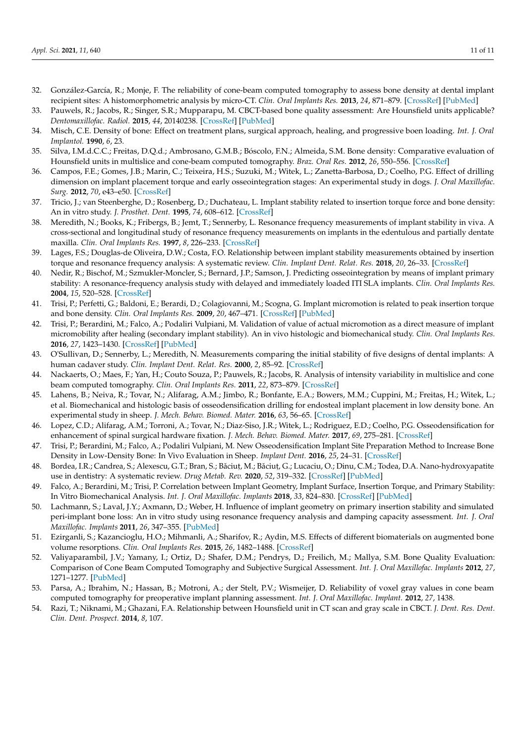32. González-García, R.; Monje, F. The reliability of cone-beam computed tomography to assess bone density at dental implant recipient sites: A histomorphometric analysis by micro-CT. *Clin. Oral Implants Res.* **2013**, *24*, 871–879. [CrossRef] [PubMed]
33. Pauwels, R.; Jacobs, R.; Singer, S.R.; Mupparapu, M. CBCT-based bone quality assessment: Are Hounsfield units applicable? *Dentomaxillofac. Radiol.* **2015**, *44*, 20140238. [CrossRef] [PubMed]
34. Misch, C.E. Density of bone: Effect on treatment plans, surgical approach, healing, and progressive boen loading. *Int. J. Oral Implantol.* **1990**, *6*, 23.
35. Silva, I.M.d.C.C.; Freitas, D.Q.d.; Ambrosano, G.M.B.; Bóscolo, F.N.; Almeida, S.M. Bone density: Comparative evaluation of Hounsfield units in multislice and cone-beam computed tomography. *Braz. Oral Res.* **2012**, *26*, 550–556. [CrossRef]
36. Campos, F.E.; Gomes, J.B.; Marin, C.; Teixeira, H.S.; Suzuki, M.; Witek, L.; Zanetta-Barbosa, D.; Coelho, P.G. Effect of drilling dimension on implant placement torque and early osseointegration stages: An experimental study in dogs. *J. Oral Maxillofac. Surg.* **2012**, *70*, e43–e50. [CrossRef]
37. Tricio, J.; van Steenberghe, D.; Rosenberg, D.; Duchateau, L. Implant stability related to insertion torque force and bone density: An in vitro study. *J. Prosthet. Dent.* **1995**, *74*, 608–612. [CrossRef]
38. Meredith, N.; Books, K.; Fribergs, B.; Jemt, T.; Sennerby, L. Resonance frequency measurements of implant stability in viva. A cross-sectional and longitudinal study of resonance frequency measurements on implants in the edentulous and partially dentate maxilla. *Clin. Oral Implants Res.* **1997**, *8*, 226–233. [CrossRef]
39. Lages, F.S.; Douglas-de Oliveira, D.W.; Costa, F.O. Relationship between implant stability measurements obtained by insertion torque and resonance frequency analysis: A systematic review. *Clin. Implant Dent. Relat. Res.* **2018**, *20*, 26–33. [CrossRef]
40. Nedir, R.; Bischof, M.; Szmukler-Moncler, S.; Bernard, J.P.; Samson, J. Predicting osseointegration by means of implant primary stability: A resonance-frequency analysis study with delayed and immediately loaded ITI SLA implants. *Clin. Oral Implants Res.* **2004**, *15*, 520–528. [CrossRef]
41. Trisi, P.; Perfetti, G.; Baldoni, E.; Berardi, D.; Colagiovanni, M.; Scogna, G. Implant micromotion is related to peak insertion torque and bone density. *Clin. Oral Implants Res.* **2009**, *20*, 467–471. [CrossRef] [PubMed]
42. Trisi, P.; Berardini, M.; Falco, A.; Podaliri Vulpiani, M. Validation of value of actual micromotion as a direct measure of implant micromobility after healing (secondary implant stability). An in vivo histologic and biomechanical study. *Clin. Oral Implants Res.* **2016**, *27*, 1423–1430. [CrossRef] [PubMed]
43. O'Sullivan, D.; Sennerby, L.; Meredith, N. Measurements comparing the initial stability of five designs of dental implants: A human cadaver study. *Clin. Implant Dent. Relat. Res.* **2000**, *2*, 85–92. [CrossRef]
44. Nackaerts, O.; Maes, F.; Yan, H.; Couto Souza, P.; Pauwels, R.; Jacobs, R. Analysis of intensity variability in multislice and cone beam computed tomography. *Clin. Oral Implants Res.* **2011**, *22*, 873–879. [CrossRef]
45. Lahens, B.; Neiva, R.; Tovar, N.; Alifarag, A.M.; Jimbo, R.; Bonfante, E.A.; Bowers, M.M.; Cuppini, M.; Freitas, H.; Witek, L.; et al. Biomechanical and histologic basis of osseodensification drilling for endosteal implant placement in low density bone. An experimental study in sheep. *J. Mech. Behav. Biomed. Mater.* **2016**, *63*, 56–65. [CrossRef]
46. Lopez, C.D.; Alifarag, A.M.; Torroni, A.; Tovar, N.; Diaz-Siso, J.R.; Witek, L.; Rodriguez, E.D.; Coelho, P.G. Osseodensification for enhancement of spinal surgical hardware fixation. *J. Mech. Behav. Biomed. Mater.* **2017**, *69*, 275–281. [CrossRef]
47. Trisi, P.; Berardini, M.; Falco, A.; Podaliri Vulpiani, M. New Osseodensification Implant Site Preparation Method to Increase Bone Density in Low-Density Bone: In Vivo Evaluation in Sheep. *Implant Dent.* **2016**, *25*, 24–31. [CrossRef]
48. Bordea, I.R.; Candrea, S.; Alexescu, G.T.; Bran, S.; Băciuț, M.; Băciuț, G.; Lucaciu, O.; Dinu, C.M.; Todea, D.A. Nano-hydroxyapatite use in dentistry: A systematic review. *Drug Metab. Rev.* **2020**, *52*, 319–332. [CrossRef] [PubMed]
49. Falco, A.; Berardini, M.; Trisi, P. Correlation between Implant Geometry, Implant Surface, Insertion Torque, and Primary Stability: In Vitro Biomechanical Analysis. *Int. J. Oral Maxillofac. Implants* **2018**, *33*, 824–830. [CrossRef] [PubMed]
50. Lachmann, S.; Laval, J.Y.; Axmann, D.; Weber, H. Influence of implant geometry on primary insertion stability and simulated peri-implant bone loss: An in vitro study using resonance frequency analysis and damping capacity assessment. *Int. J. Oral Maxillofac. Implants* **2011**, *26*, 347–355. [PubMed]
51. Ezirganli, S.; Kazancioglu, H.O.; Mihmanli, A.; Sharifov, R.; Aydin, M.S. Effects of different biomaterials on augmented bone volume resorptions. *Clin. Oral Implants Res.* **2015**, *26*, 1482–1488. [CrossRef]
52. Valiyaparambil, J.V.; Yamany, I.; Ortiz, D.; Shafer, D.M.; Pendrys, D.; Freilich, M.; Mallya, S.M. Bone Quality Evaluation: Comparison of Cone Beam Computed Tomography and Subjective Surgical Assessment. *Int. J. Oral Maxillofac. Implants* **2012**, *27*, 1271–1277. [PubMed]
53. Parsa, A.; Ibrahim, N.; Hassan, B.; Motroni, A.; der Stelt, P.V.; Wismeijer, D. Reliability of voxel gray values in cone beam computed tomography for preoperative implant planning assessment. *Int. J. Oral Maxillofac. Implant.* **2012**, *27*, 1438.
54. Razi, T.; Niknami, M.; Ghazani, F.A. Relationship between Hounsfield unit in CT scan and gray scale in CBCT. *J. Dent. Res. Dent. Clin. Dent. Prospect.* **2014**, *8*, 107.